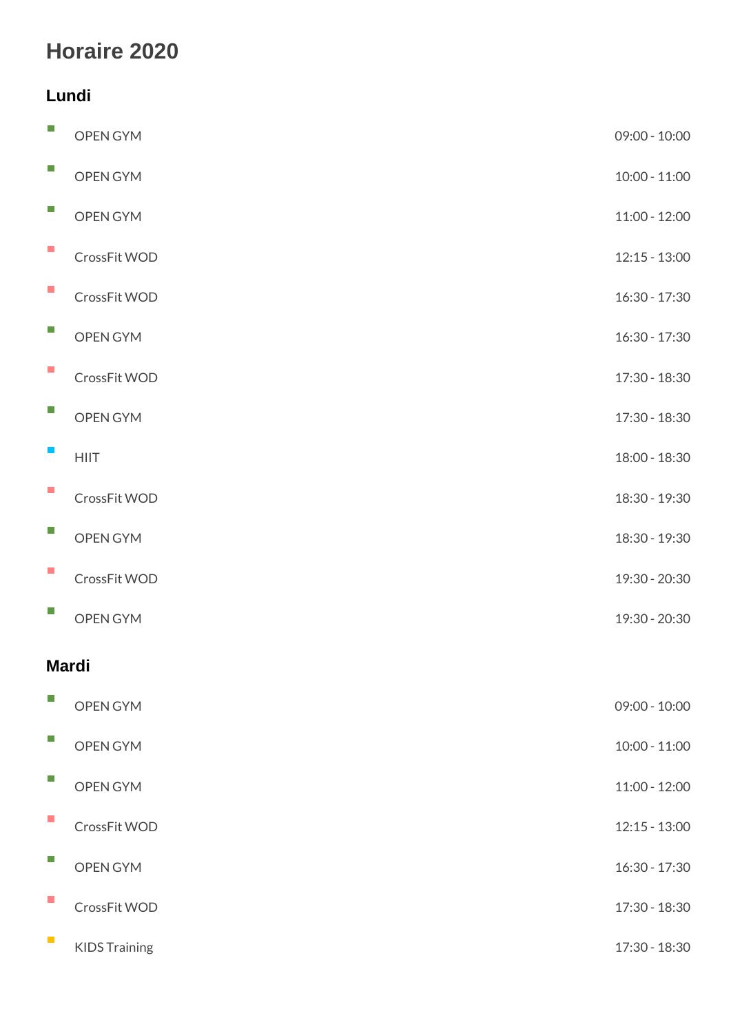# Horaire 2020

## Lundi

| Activité | Horaire |
| --- | --- |
| OPEN GYM | 09:00 - 10:00 |
| OPEN GYM | 10:00 - 11:00 |
| OPEN GYM | 11:00 - 12:00 |
| CrossFit WOD | 12:15 - 13:00 |
| CrossFit WOD | 16:30 - 17:30 |
| OPEN GYM | 16:30 - 17:30 |
| CrossFit WOD | 17:30 - 18:30 |
| OPEN GYM | 17:30 - 18:30 |
| HIIT | 18:00 - 18:30 |
| CrossFit WOD | 18:30 - 19:30 |
| OPEN GYM | 18:30 - 19:30 |
| CrossFit WOD | 19:30 - 20:30 |
| OPEN GYM | 19:30 - 20:30 |

## Mardi

| Activité | Horaire |
| --- | --- |
| OPEN GYM | 09:00 - 10:00 |
| OPEN GYM | 10:00 - 11:00 |
| OPEN GYM | 11:00 - 12:00 |
| CrossFit WOD | 12:15 - 13:00 |
| OPEN GYM | 16:30 - 17:30 |
| CrossFit WOD | 17:30 - 18:30 |
| KIDS Training | 17:30 - 18:30 |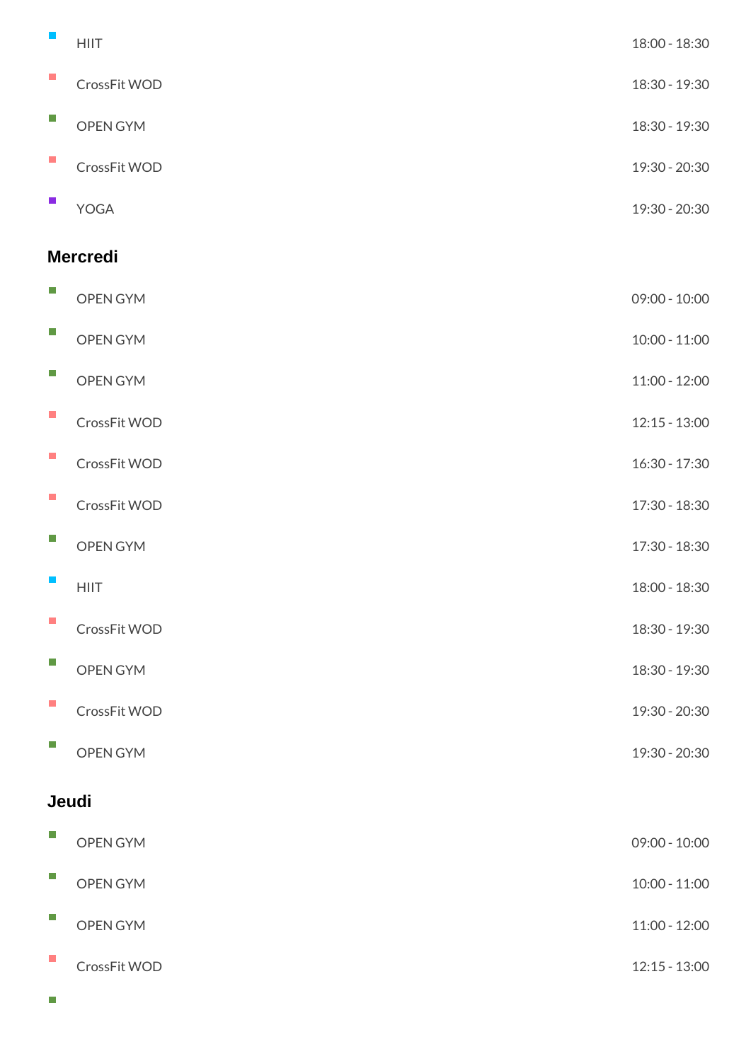- HIIT 18:00 - 18:30
- CrossFit WOD 18:30 - 19:30
- OPEN GYM 18:30 - 19:30
- CrossFit WOD 19:30 - 20:30
- YOGA 19:30 - 20:30

## Mercredi

- OPEN GYM 09:00 - 10:00
- OPEN GYM 10:00 - 11:00
- OPEN GYM 11:00 - 12:00
- CrossFit WOD 12:15 - 13:00
- CrossFit WOD 16:30 - 17:30
- CrossFit WOD 17:30 - 18:30
- OPEN GYM 17:30 - 18:30
- HIIT 18:00 - 18:30
- CrossFit WOD 18:30 - 19:30
- OPEN GYM 18:30 - 19:30
- CrossFit WOD 19:30 - 20:30
- OPEN GYM 19:30 - 20:30

## Jeudi

- OPEN GYM 09:00 - 10:00
- OPEN GYM 10:00 - 11:00
- OPEN GYM 11:00 - 12:00
- CrossFit WOD 12:15 - 13:00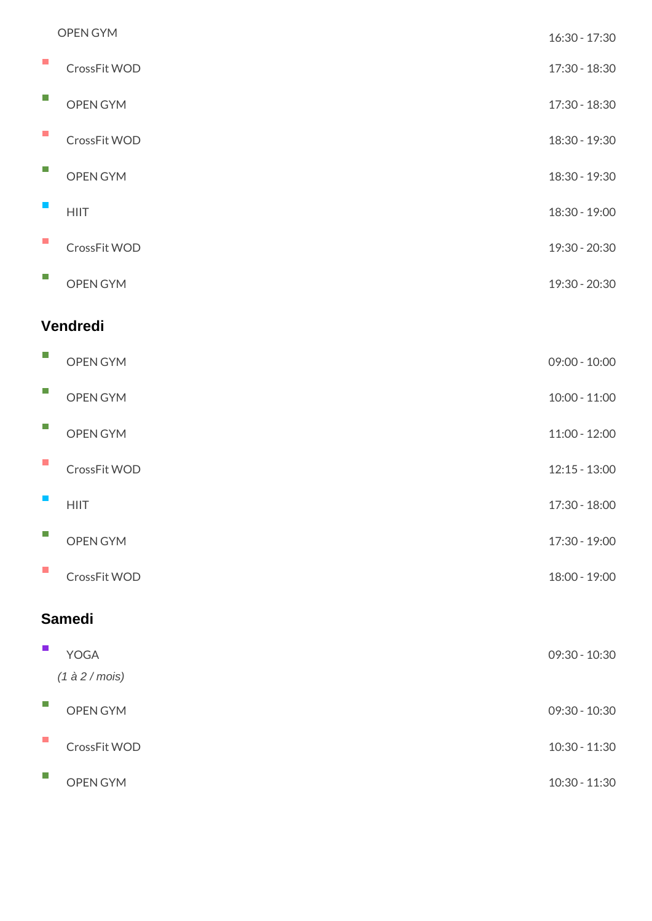| | |
|---|---|
| OPEN GYM | 16:30 - 17:30 |
| CrossFit WOD | 17:30 - 18:30 |
| OPEN GYM | 17:30 - 18:30 |
| CrossFit WOD | 18:30 - 19:30 |
| OPEN GYM | 18:30 - 19:30 |
| HIIT | 18:30 - 19:00 |
| CrossFit WOD | 19:30 - 20:30 |
| OPEN GYM | 19:30 - 20:30 |

## Vendredi

| | |
|---|---|
| OPEN GYM | 09:00 - 10:00 |
| OPEN GYM | 10:00 - 11:00 |
| OPEN GYM | 11:00 - 12:00 |
| CrossFit WOD | 12:15 - 13:00 |
| HIIT | 17:30 - 18:00 |
| OPEN GYM | 17:30 - 19:00 |
| CrossFit WOD | 18:00 - 19:00 |

## Samedi

| | |
|---|---|
| YOGA *(1 à 2 / mois)* | 09:30 - 10:30 |
| OPEN GYM | 09:30 - 10:30 |
| CrossFit WOD | 10:30 - 11:30 |
| OPEN GYM | 10:30 - 11:30 |